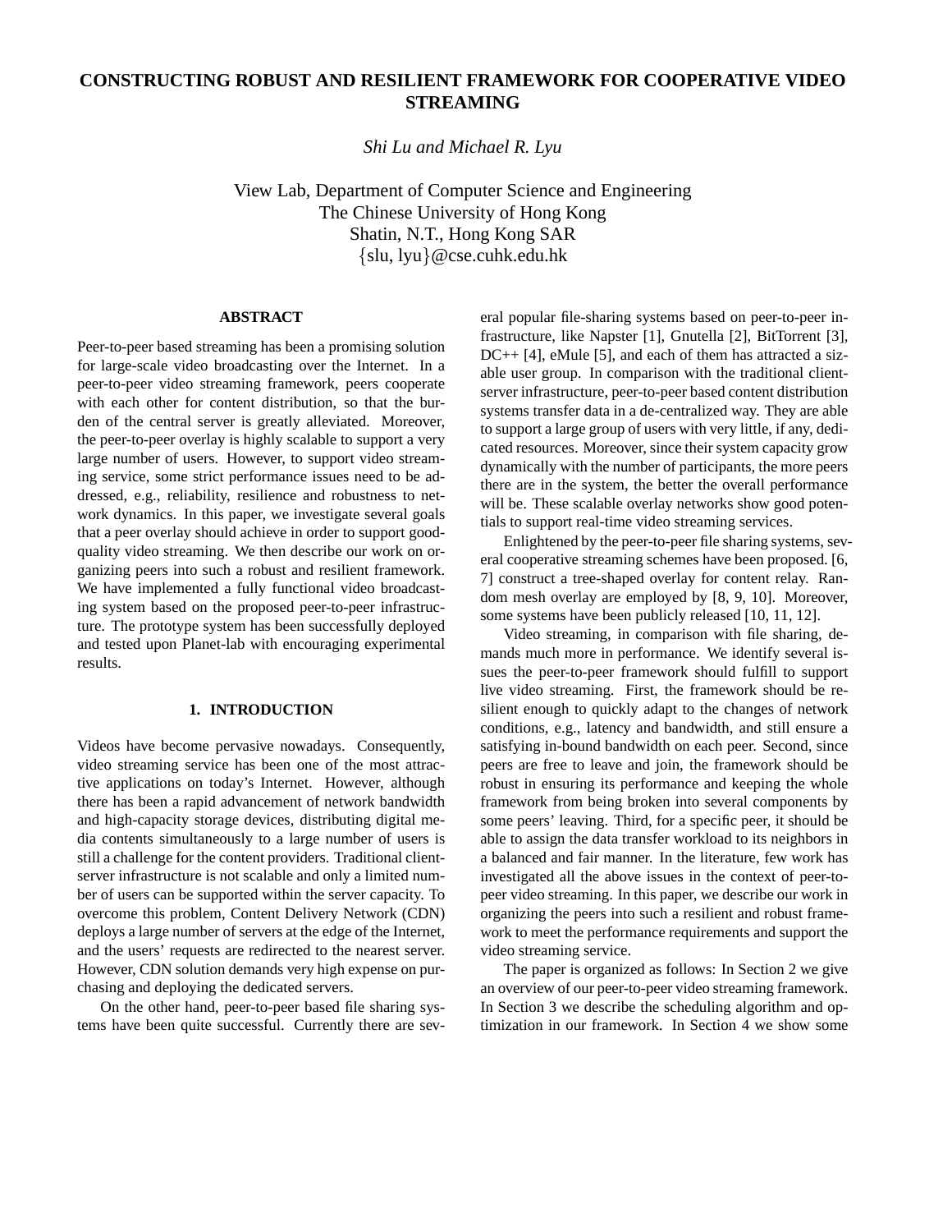# CONSTRUCTING ROBUST AND RESILIENT FRAMEWORK FOR COOPERATIVE VIDEO STREAMING

*Shi Lu and Michael R. Lyu*

View Lab, Department of Computer Science and Engineering
The Chinese University of Hong Kong
Shatin, N.T., Hong Kong SAR
{slu, lyu}@cse.cuhk.edu.hk

## ABSTRACT

Peer-to-peer based streaming has been a promising solution for large-scale video broadcasting over the Internet. In a peer-to-peer video streaming framework, peers cooperate with each other for content distribution, so that the burden of the central server is greatly alleviated. Moreover, the peer-to-peer overlay is highly scalable to support a very large number of users. However, to support video streaming service, some strict performance issues need to be addressed, e.g., reliability, resilience and robustness to network dynamics. In this paper, we investigate several goals that a peer overlay should achieve in order to support good-quality video streaming. We then describe our work on organizing peers into such a robust and resilient framework. We have implemented a fully functional video broadcasting system based on the proposed peer-to-peer infrastructure. The prototype system has been successfully deployed and tested upon Planet-lab with encouraging experimental results.

## 1. INTRODUCTION

Videos have become pervasive nowadays. Consequently, video streaming service has been one of the most attractive applications on today's Internet. However, although there has been a rapid advancement of network bandwidth and high-capacity storage devices, distributing digital media contents simultaneously to a large number of users is still a challenge for the content providers. Traditional client-server infrastructure is not scalable and only a limited number of users can be supported within the server capacity. To overcome this problem, Content Delivery Network (CDN) deploys a large number of servers at the edge of the Internet, and the users' requests are redirected to the nearest server. However, CDN solution demands very high expense on purchasing and deploying the dedicated servers.

On the other hand, peer-to-peer based file sharing systems have been quite successful. Currently there are several popular file-sharing systems based on peer-to-peer infrastructure, like Napster [1], Gnutella [2], BitTorrent [3], DC++ [4], eMule [5], and each of them has attracted a sizable user group. In comparison with the traditional client-server infrastructure, peer-to-peer based content distribution systems transfer data in a de-centralized way. They are able to support a large group of users with very little, if any, dedicated resources. Moreover, since their system capacity grow dynamically with the number of participants, the more peers there are in the system, the better the overall performance will be. These scalable overlay networks show good potentials to support real-time video streaming services.

Enlightened by the peer-to-peer file sharing systems, several cooperative streaming schemes have been proposed. [6, 7] construct a tree-shaped overlay for content relay. Random mesh overlay are employed by [8, 9, 10]. Moreover, some systems have been publicly released [10, 11, 12].

Video streaming, in comparison with file sharing, demands much more in performance. We identify several issues the peer-to-peer framework should fulfill to support live video streaming. First, the framework should be resilient enough to quickly adapt to the changes of network conditions, e.g., latency and bandwidth, and still ensure a satisfying in-bound bandwidth on each peer. Second, since peers are free to leave and join, the framework should be robust in ensuring its performance and keeping the whole framework from being broken into several components by some peers' leaving. Third, for a specific peer, it should be able to assign the data transfer workload to its neighbors in a balanced and fair manner. In the literature, few work has investigated all the above issues in the context of peer-to-peer video streaming. In this paper, we describe our work in organizing the peers into such a resilient and robust framework to meet the performance requirements and support the video streaming service.

The paper is organized as follows: In Section 2 we give an overview of our peer-to-peer video streaming framework. In Section 3 we describe the scheduling algorithm and optimization in our framework. In Section 4 we show some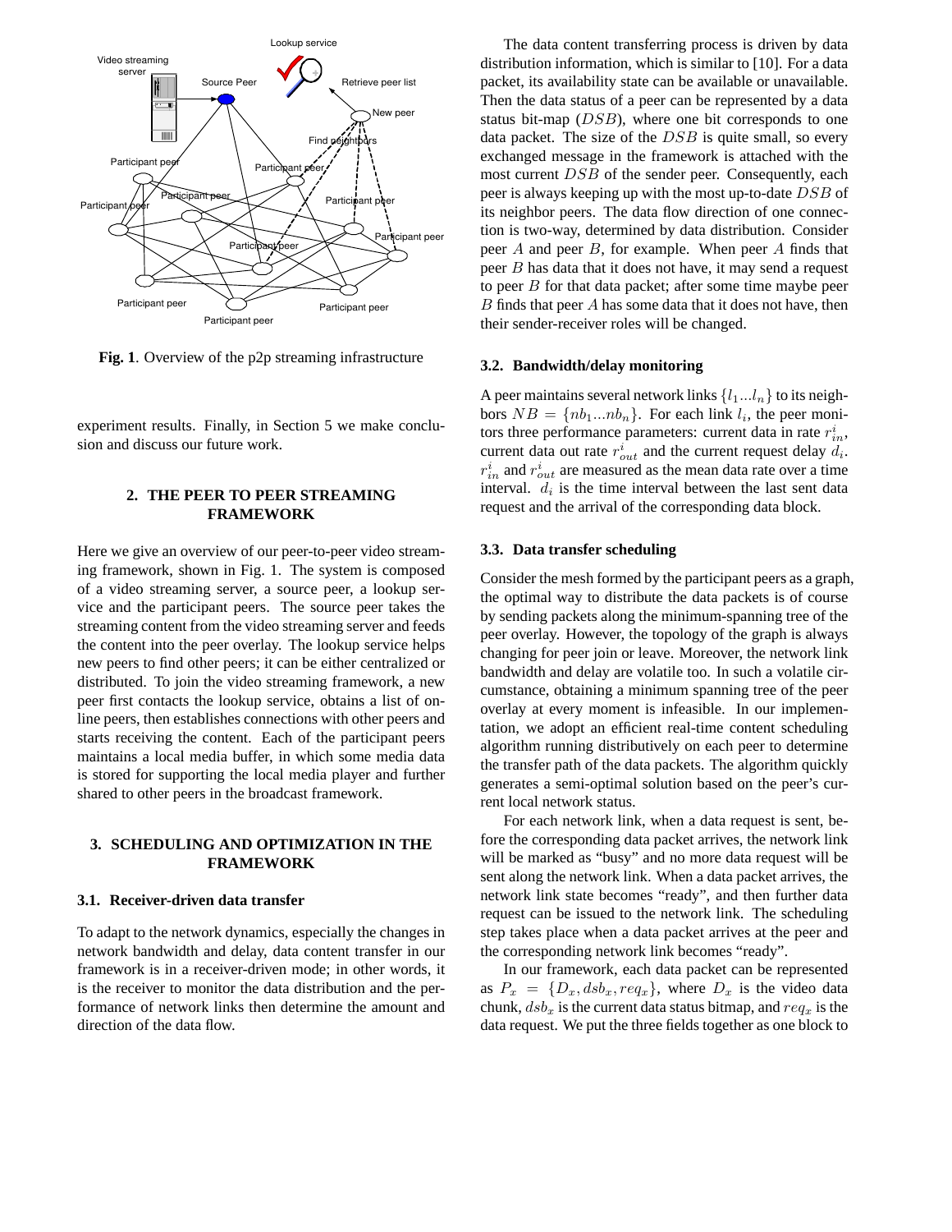**Fig. 1**. Overview of the p2p streaming infrastructure

experiment results. Finally, in Section 5 we make conclusion and discuss our future work.

## 2. THE PEER TO PEER STREAMING FRAMEWORK

Here we give an overview of our peer-to-peer video streaming framework, shown in Fig. 1. The system is composed of a video streaming server, a source peer, a lookup service and the participant peers. The source peer takes the streaming content from the video streaming server and feeds the content into the peer overlay. The lookup service helps new peers to find other peers; it can be either centralized or distributed. To join the video streaming framework, a new peer first contacts the lookup service, obtains a list of online peers, then establishes connections with other peers and starts receiving the content. Each of the participant peers maintains a local media buffer, in which some media data is stored for supporting the local media player and further shared to other peers in the broadcast framework.

## 3. SCHEDULING AND OPTIMIZATION IN THE FRAMEWORK

### 3.1. Receiver-driven data transfer

To adapt to the network dynamics, especially the changes in network bandwidth and delay, data content transfer in our framework is in a receiver-driven mode; in other words, it is the receiver to monitor the data distribution and the performance of network links then determine the amount and direction of the data flow.

The data content transferring process is driven by data distribution information, which is similar to [10]. For a data packet, its availability state can be available or unavailable. Then the data status of a peer can be represented by a data status bit-map ($DSB$), where one bit corresponds to one data packet. The size of the $DSB$ is quite small, so every exchanged message in the framework is attached with the most current $DSB$ of the sender peer. Consequently, each peer is always keeping up with the most up-to-date $DSB$ of its neighbor peers. The data flow direction of one connection is two-way, determined by data distribution. Consider peer $A$ and peer $B$, for example. When peer $A$ finds that peer $B$ has data that it does not have, it may send a request to peer $B$ for that data packet; after some time maybe peer $B$ finds that peer $A$ has some data that it does not have, then their sender-receiver roles will be changed.

### 3.2. Bandwidth/delay monitoring

A peer maintains several network links $\{l_1...l_n\}$ to its neighbors $NB = \{nb_1...nb_n\}$. For each link $l_i$, the peer monitors three performance parameters: current data in rate $r^i_{in}$, current data out rate $r^i_{out}$ and the current request delay $d_i$. $r^i_{in}$ and $r^i_{out}$ are measured as the mean data rate over a time interval. $d_i$ is the time interval between the last sent data request and the arrival of the corresponding data block.

### 3.3. Data transfer scheduling

Consider the mesh formed by the participant peers as a graph, the optimal way to distribute the data packets is of course by sending packets along the minimum-spanning tree of the peer overlay. However, the topology of the graph is always changing for peer join or leave. Moreover, the network link bandwidth and delay are volatile too. In such a volatile circumstance, obtaining a minimum spanning tree of the peer overlay at every moment is infeasible. In our implementation, we adopt an efficient real-time content scheduling algorithm running distributively on each peer to determine the transfer path of the data packets. The algorithm quickly generates a semi-optimal solution based on the peer's current local network status.

For each network link, when a data request is sent, before the corresponding data packet arrives, the network link will be marked as "busy" and no more data request will be sent along the network link. When a data packet arrives, the network link state becomes "ready", and then further data request can be issued to the network link. The scheduling step takes place when a data packet arrives at the peer and the corresponding network link becomes "ready".

In our framework, each data packet can be represented as $P_x = \{D_x, dsb_x, req_x\}$, where $D_x$ is the video data chunk, $dsb_x$ is the current data status bitmap, and $req_x$ is the data request. We put the three fields together as one block to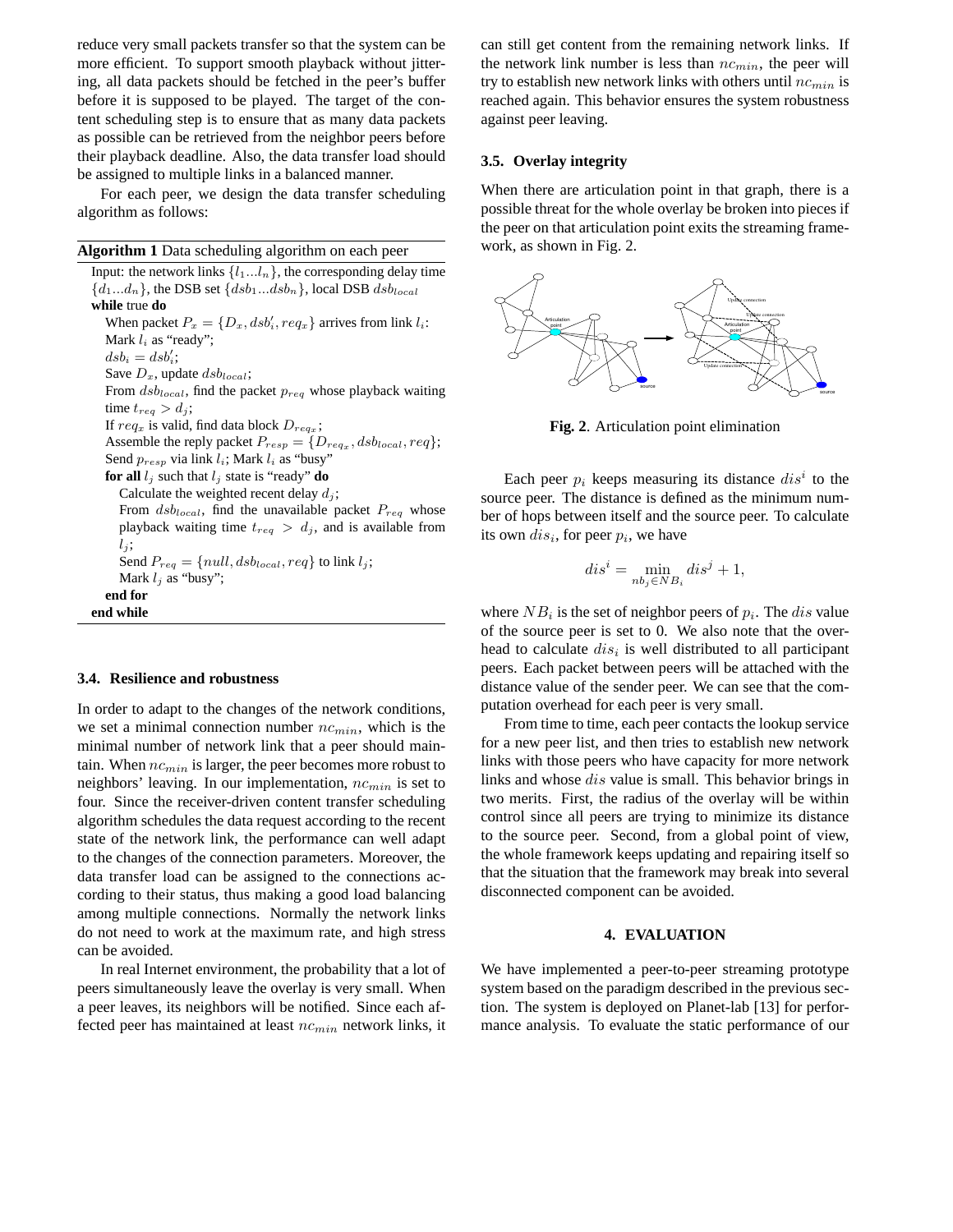reduce very small packets transfer so that the system can be more efficient. To support smooth playback without jittering, all data packets should be fetched in the peer's buffer before it is supposed to be played. The target of the content scheduling step is to ensure that as many data packets as possible can be retrieved from the neighbor peers before their playback deadline. Also, the data transfer load should be assigned to multiple links in a balanced manner.

For each peer, we design the data transfer scheduling algorithm as follows:

**Algorithm 1** Data scheduling algorithm on each peer

Input: the network links $\{l_1...l_n\}$, the corresponding delay time $\{d_1...d_n\}$, the DSB set $\{dsb_1...dsb_n\}$, local DSB $dsb_{local}$

**while** true **do**

- When packet $P_x = \{D_x, dsb'_i, req_x\}$ arrives from link $l_i$:
- Mark $l_i$ as "ready";
- $dsb_i = dsb'_i$;
- Save $D_x$, update $dsb_{local}$;
- From $dsb_{local}$, find the packet $p_{req}$ whose playback waiting time $t_{req} > d_j$;
- If $req_x$ is valid, find data block $D_{req_x}$;
- Assemble the reply packet $P_{resp} = \{D_{req_x}, dsb_{local}, req\}$;
- Send $p_{resp}$ via link $l_i$; Mark $l_i$ as "busy"
- **for all** $l_j$ such that $l_j$ state is "ready" **do**
  - Calculate the weighted recent delay $d_j$;
  - From $dsb_{local}$, find the unavailable packet $P_{req}$ whose playback waiting time $t_{req} > d_j$, and is available from $l_j$;
  - Send $P_{req} = \{null, dsb_{local}, req\}$ to link $l_j$;
  - Mark $l_j$ as "busy";
- **end for**

**end while**

### 3.4. Resilience and robustness

In order to adapt to the changes of the network conditions, we set a minimal connection number $nc_{min}$, which is the minimal number of network link that a peer should maintain. When $nc_{min}$ is larger, the peer becomes more robust to neighbors' leaving. In our implementation, $nc_{min}$ is set to four. Since the receiver-driven content transfer scheduling algorithm schedules the data request according to the recent state of the network link, the performance can well adapt to the changes of the connection parameters. Moreover, the data transfer load can be assigned to the connections according to their status, thus making a good load balancing among multiple connections. Normally the network links do not need to work at the maximum rate, and high stress can be avoided.

In real Internet environment, the probability that a lot of peers simultaneously leave the overlay is very small. When a peer leaves, its neighbors will be notified. Since each affected peer has maintained at least $nc_{min}$ network links, it can still get content from the remaining network links. If the network link number is less than $nc_{min}$, the peer will try to establish new network links with others until $nc_{min}$ is reached again. This behavior ensures the system robustness against peer leaving.

### 3.5. Overlay integrity

When there are articulation point in that graph, there is a possible threat for the whole overlay be broken into pieces if the peer on that articulation point exits the streaming framework, as shown in Fig. 2.

**Fig. 2**. Articulation point elimination

Each peer $p_i$ keeps measuring its distance $dis^i$ to the source peer. The distance is defined as the minimum number of hops between itself and the source peer. To calculate its own $dis_i$, for peer $p_i$, we have

$$dis^i = \min_{nb_j \in NB_i} dis^j + 1,$$

where $NB_i$ is the set of neighbor peers of $p_i$. The $dis$ value of the source peer is set to 0. We also note that the overhead to calculate $dis_i$ is well distributed to all participant peers. Each packet between peers will be attached with the distance value of the sender peer. We can see that the computation overhead for each peer is very small.

From time to time, each peer contacts the lookup service for a new peer list, and then tries to establish new network links with those peers who have capacity for more network links and whose $dis$ value is small. This behavior brings in two merits. First, the radius of the overlay will be within control since all peers are trying to minimize its distance to the source peer. Second, from a global point of view, the whole framework keeps updating and repairing itself so that the situation that the framework may break into several disconnected component can be avoided.

## 4. EVALUATION

We have implemented a peer-to-peer streaming prototype system based on the paradigm described in the previous section. The system is deployed on Planet-lab [13] for performance analysis. To evaluate the static performance of our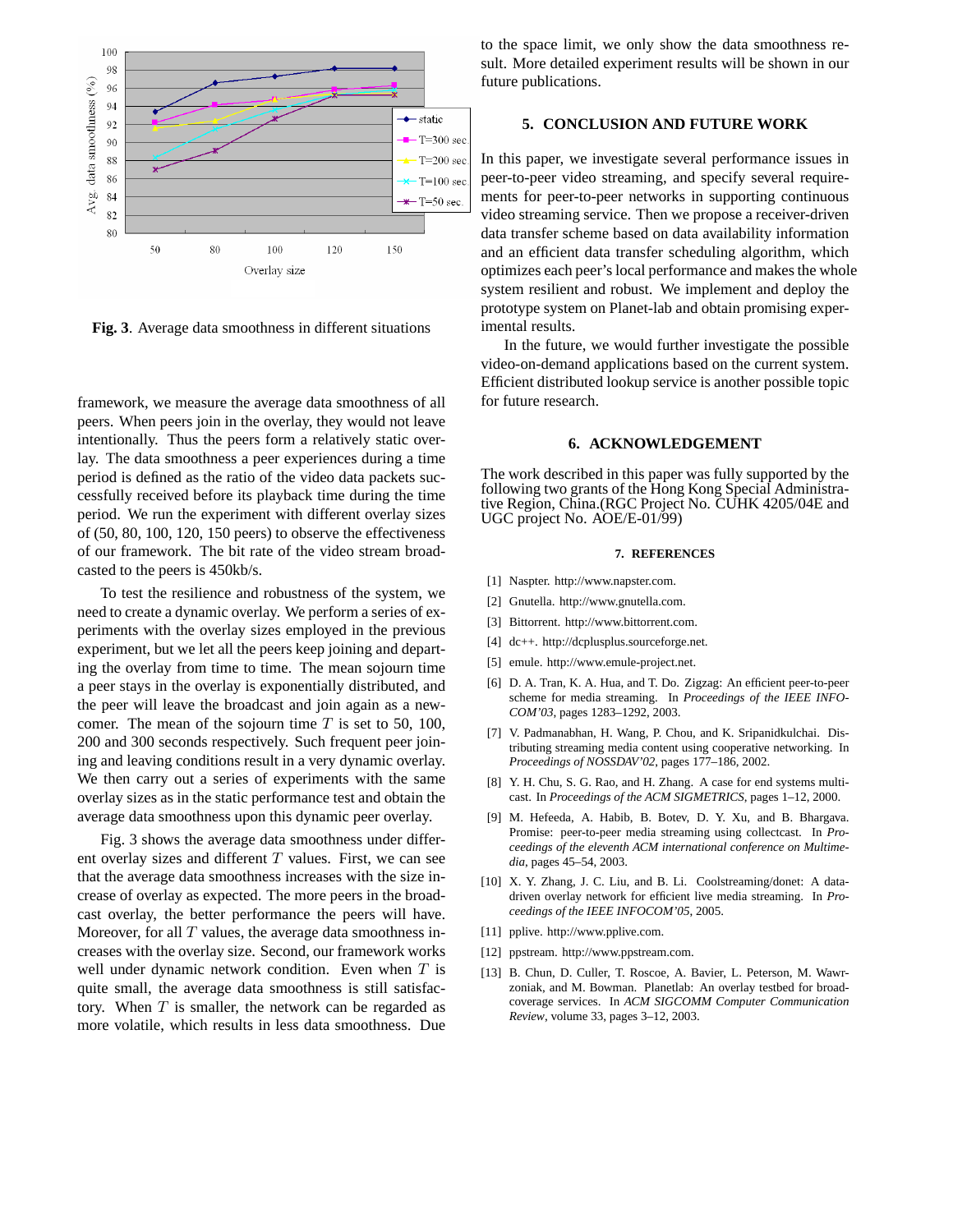100
98
96
94
92
90
88
86
84
82
80

Avg. data smoothness (%)

50 80 100 120 150

Overlay size

static
T=300 sec
T=200 sec
T=100 sec
T=50 sec

**Fig. 3**. Average data smoothness in different situations

framework, we measure the average data smoothness of all peers. When peers join in the overlay, they would not leave intentionally. Thus the peers form a relatively static overlay. The data smoothness a peer experiences during a time period is defined as the ratio of the video data packets successfully received before its playback time during the time period. We run the experiment with different overlay sizes of (50, 80, 100, 120, 150 peers) to observe the effectiveness of our framework. The bit rate of the video stream broadcasted to the peers is 450kb/s.

To test the resilience and robustness of the system, we need to create a dynamic overlay. We perform a series of experiments with the overlay sizes employed in the previous experiment, but we let all the peers keep joining and departing the overlay from time to time. The mean sojourn time a peer stays in the overlay is exponentially distributed, and the peer will leave the broadcast and join again as a newcomer. The mean of the sojourn time $T$ is set to 50, 100, 200 and 300 seconds respectively. Such frequent peer joining and leaving conditions result in a very dynamic overlay. We then carry out a series of experiments with the same overlay sizes as in the static performance test and obtain the average data smoothness upon this dynamic peer overlay.

Fig. 3 shows the average data smoothness under different overlay sizes and different $T$ values. First, we can see that the average data smoothness increases with the size increase of overlay as expected. The more peers in the broadcast overlay, the better performance the peers will have. Moreover, for all $T$ values, the average data smoothness increases with the overlay size. Second, our framework works well under dynamic network condition. Even when $T$ is quite small, the average data smoothness is still satisfactory. When $T$ is smaller, the network can be regarded as more volatile, which results in less data smoothness. Due to the space limit, we only show the data smoothness result. More detailed experiment results will be shown in our future publications.

## 5. CONCLUSION AND FUTURE WORK

In this paper, we investigate several performance issues in peer-to-peer video streaming, and specify several requirements for peer-to-peer networks in supporting continuous video streaming service. Then we propose a receiver-driven data transfer scheme based on data availability information and an efficient data transfer scheduling algorithm, which optimizes each peer's local performance and makes the whole system resilient and robust. We implement and deploy the prototype system on Planet-lab and obtain promising experimental results.

In the future, we would further investigate the possible video-on-demand applications based on the current system. Efficient distributed lookup service is another possible topic for future research.

## 6. ACKNOWLEDGEMENT

The work described in this paper was fully supported by the following two grants of the Hong Kong Special Administrative Region, China.(RGC Project No. CUHK 4205/04E and UGC project No. AOE/E-01/99)

## 7. REFERENCES

[1] Naspter. http://www.napster.com.

[2] Gnutella. http://www.gnutella.com.

[3] Bittorrent. http://www.bittorrent.com.

[4] dc++. http://dcplusplus.sourceforge.net.

[5] emule. http://www.emule-project.net.

[6] D. A. Tran, K. A. Hua, and T. Do. Zigzag: An efficient peer-to-peer scheme for media streaming. In *Proceedings of the IEEE INFOCOM'03*, pages 1283–1292, 2003.

[7] V. Padmanabhan, H. Wang, P. Chou, and K. Sripanidkulchai. Distributing streaming media content using cooperative networking. In *Proceedings of NOSSDAV'02*, pages 177–186, 2002.

[8] Y. H. Chu, S. G. Rao, and H. Zhang. A case for end systems multicast. In *Proceedings of the ACM SIGMETRICS*, pages 1–12, 2000.

[9] M. Hefeeda, A. Habib, B. Botev, D. Y. Xu, and B. Bhargava. Promise: peer-to-peer media streaming using collectcast. In *Proceedings of the eleventh ACM international conference on Multimedia*, pages 45–54, 2003.

[10] X. Y. Zhang, J. C. Liu, and B. Li. Coolstreaming/donet: A data-driven overlay network for efficient live media streaming. In *Proceedings of the IEEE INFOCOM'05*, 2005.

[11] pplive. http://www.pplive.com.

[12] ppstream. http://www.ppstream.com.

[13] B. Chun, D. Culler, T. Roscoe, A. Bavier, L. Peterson, M. Wawrzoniak, and M. Bowman. Planetlab: An overlay testbed for broad-coverage services. In *ACM SIGCOMM Computer Communication Review*, volume 33, pages 3–12, 2003.